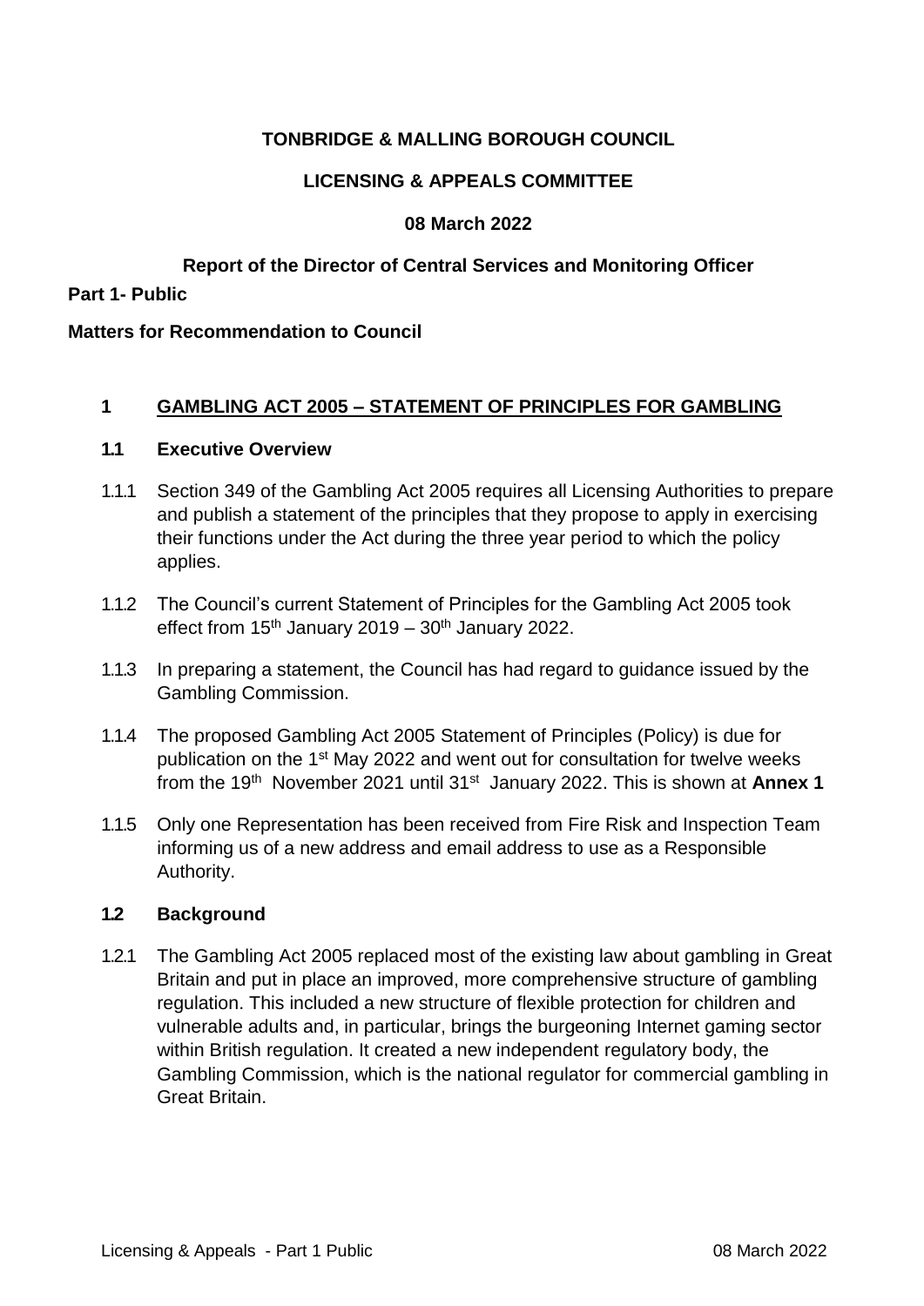**TONBRIDGE & MALLING BOROUGH COUNCIL**

**LICENSING & APPEALS COMMITTEE**

**08 March 2022**

**Report of the Director of Central Services and Monitoring Officer**

**Part 1- Public**

**Matters for Recommendation to Council**

## 1 GAMBLING ACT 2005 – STATEMENT OF PRINCIPLES FOR GAMBLING

### 1.1 Executive Overview

1.1.1 Section 349 of the Gambling Act 2005 requires all Licensing Authorities to prepare and publish a statement of the principles that they propose to apply in exercising their functions under the Act during the three year period to which the policy applies.

1.1.2 The Council's current Statement of Principles for the Gambling Act 2005 took effect from 15th January 2019 – 30th January 2022.

1.1.3 In preparing a statement, the Council has had regard to guidance issued by the Gambling Commission.

1.1.4 The proposed Gambling Act 2005 Statement of Principles (Policy) is due for publication on the 1st May 2022 and went out for consultation for twelve weeks from the 19th November 2021 until 31st January 2022. This is shown at **Annex 1**

1.1.5 Only one Representation has been received from Fire Risk and Inspection Team informing us of a new address and email address to use as a Responsible Authority.

### 1.2 Background

1.2.1 The Gambling Act 2005 replaced most of the existing law about gambling in Great Britain and put in place an improved, more comprehensive structure of gambling regulation. This included a new structure of flexible protection for children and vulnerable adults and, in particular, brings the burgeoning Internet gaming sector within British regulation. It created a new independent regulatory body, the Gambling Commission, which is the national regulator for commercial gambling in Great Britain.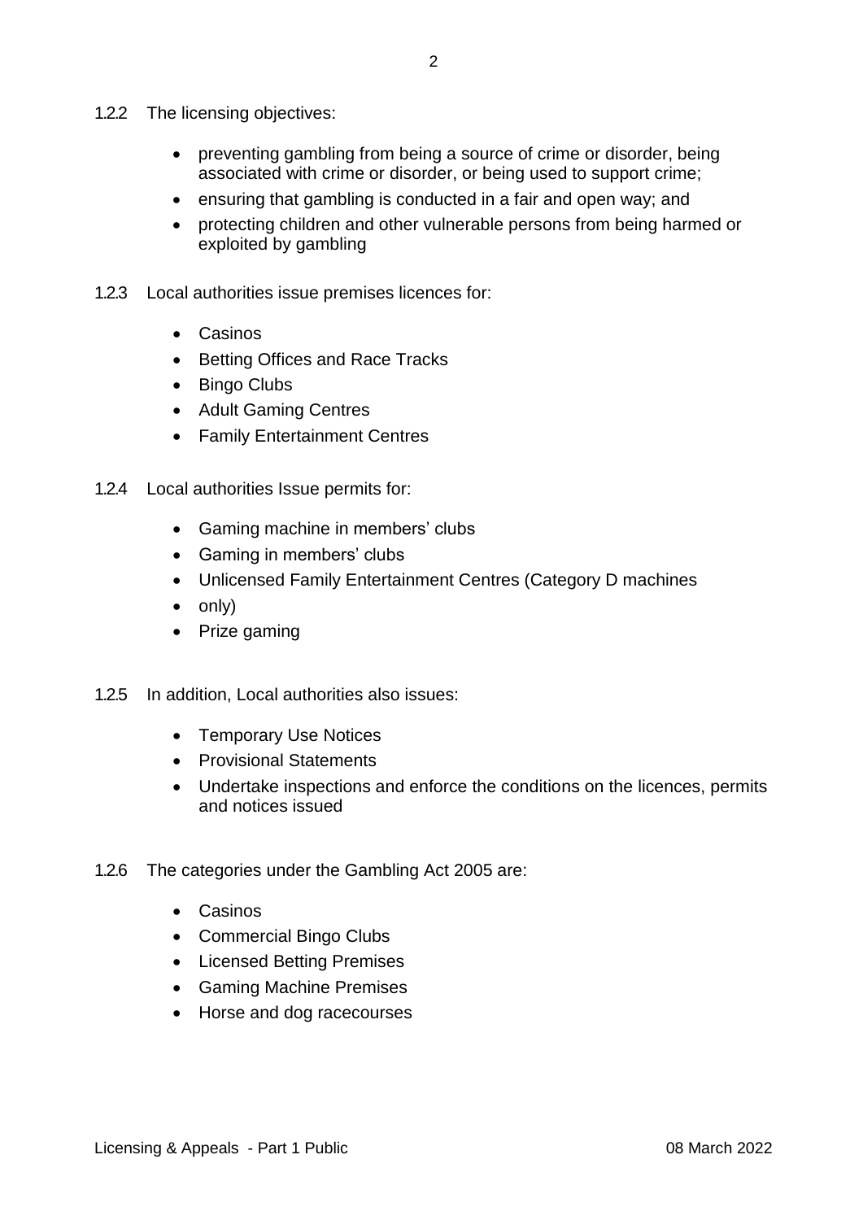1.2.2 The licensing objectives:

- preventing gambling from being a source of crime or disorder, being associated with crime or disorder, or being used to support crime;
- ensuring that gambling is conducted in a fair and open way; and
- protecting children and other vulnerable persons from being harmed or exploited by gambling

1.2.3 Local authorities issue premises licences for:

- Casinos
- Betting Offices and Race Tracks
- Bingo Clubs
- Adult Gaming Centres
- Family Entertainment Centres

1.2.4 Local authorities Issue permits for:

- Gaming machine in members' clubs
- Gaming in members' clubs
- Unlicensed Family Entertainment Centres (Category D machines
- only)
- Prize gaming

1.2.5 In addition, Local authorities also issues:

- Temporary Use Notices
- Provisional Statements
- Undertake inspections and enforce the conditions on the licences, permits and notices issued

1.2.6 The categories under the Gambling Act 2005 are:

- Casinos
- Commercial Bingo Clubs
- Licensed Betting Premises
- Gaming Machine Premises
- Horse and dog racecourses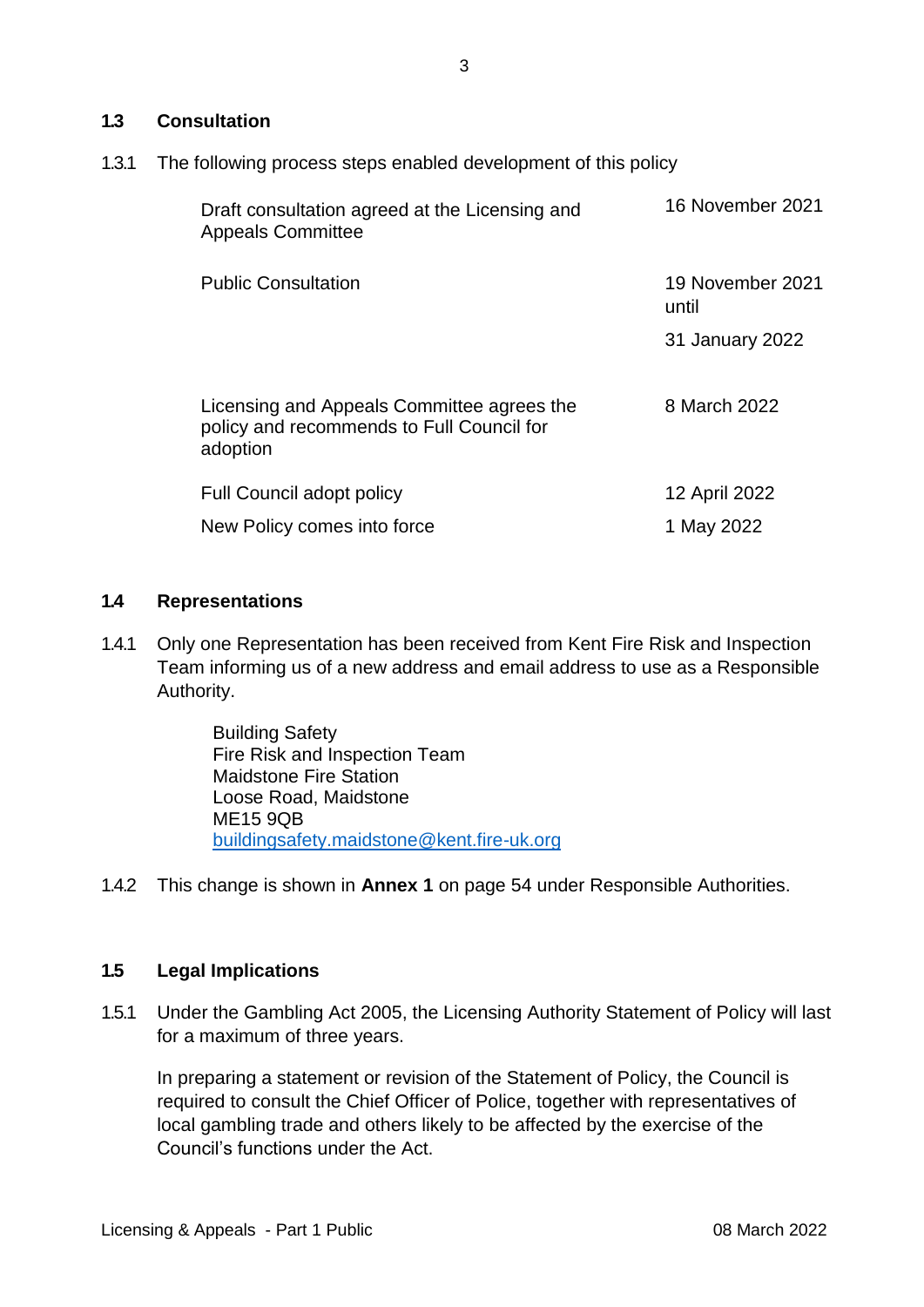### 1.3 Consultation

1.3.1 The following process steps enabled development of this policy

| | |
|---|---|
| Draft consultation agreed at the Licensing and Appeals Committee | 16 November 2021 |
| Public Consultation | 19 November 2021 until 31 January 2022 |
| Licensing and Appeals Committee agrees the policy and recommends to Full Council for adoption | 8 March 2022 |
| Full Council adopt policy | 12 April 2022 |
| New Policy comes into force | 1 May 2022 |

### 1.4 Representations

1.4.1 Only one Representation has been received from Kent Fire Risk and Inspection Team informing us of a new address and email address to use as a Responsible Authority.

Building Safety
Fire Risk and Inspection Team
Maidstone Fire Station
Loose Road, Maidstone
ME15 9QB
buildingsafety.maidstone@kent.fire-uk.org

1.4.2 This change is shown in **Annex 1** on page 54 under Responsible Authorities.

### 1.5 Legal Implications

1.5.1 Under the Gambling Act 2005, the Licensing Authority Statement of Policy will last for a maximum of three years.

In preparing a statement or revision of the Statement of Policy, the Council is required to consult the Chief Officer of Police, together with representatives of local gambling trade and others likely to be affected by the exercise of the Council's functions under the Act.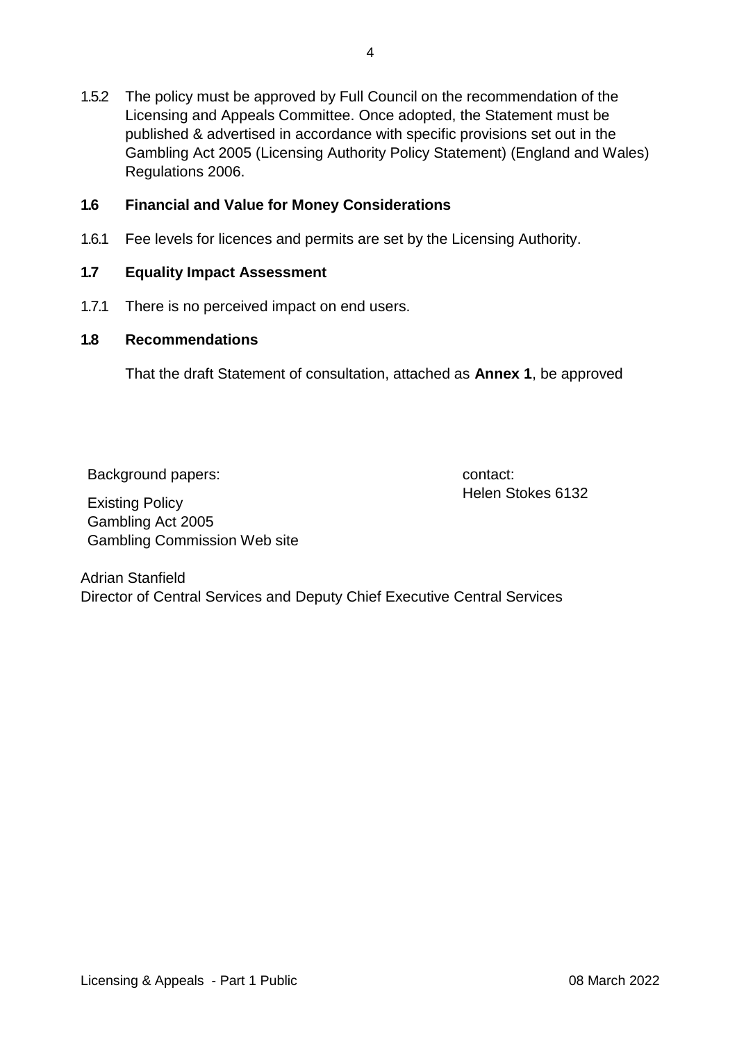1.5.2 The policy must be approved by Full Council on the recommendation of the Licensing and Appeals Committee. Once adopted, the Statement must be published & advertised in accordance with specific provisions set out in the Gambling Act 2005 (Licensing Authority Policy Statement) (England and Wales) Regulations 2006.

## 1.6 Financial and Value for Money Considerations

1.6.1 Fee levels for licences and permits are set by the Licensing Authority.

## 1.7 Equality Impact Assessment

1.7.1 There is no perceived impact on end users.

## 1.8 Recommendations

That the draft Statement of consultation, attached as **Annex 1**, be approved

Background papers:

Existing Policy
Gambling Act 2005
Gambling Commission Web site

contact:
Helen Stokes 6132

Adrian Stanfield
Director of Central Services and Deputy Chief Executive Central Services

Licensing & Appeals - Part 1 Public 08 March 2022